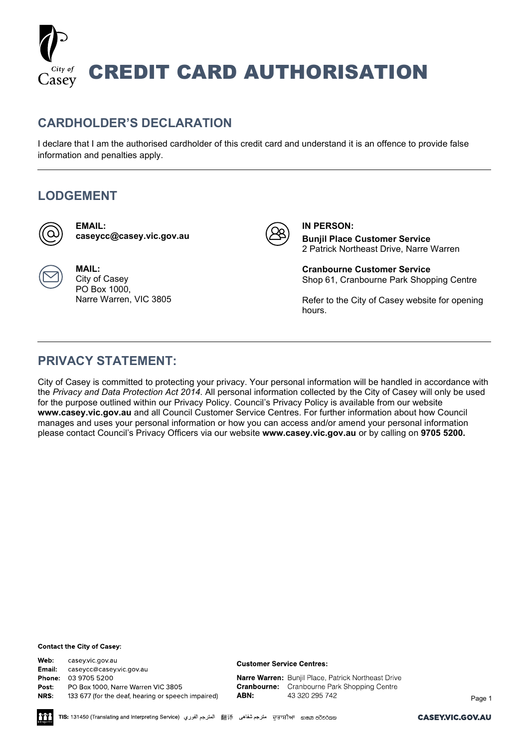# CREDIT CARD AUTHORISATION

## CARDHOLDER'S DECLARATION

I declare that I am the authorised cardholder of this credit card and understand it is an offence to provide false information and penalties apply.

---

## LODGEMENT

**EMAIL:**
**caseycc@casey.vic.gov.au**

**MAIL:**
City of Casey
PO Box 1000,
Narre Warren, VIC 3805

**IN PERSON:**

**Bunjil Place Customer Service**
2 Patrick Northeast Drive, Narre Warren

**Cranbourne Customer Service**
Shop 61, Cranbourne Park Shopping Centre

Refer to the City of Casey website for opening hours.

---

## PRIVACY STATEMENT:

City of Casey is committed to protecting your privacy. Your personal information will be handled in accordance with the *Privacy and Data Protection Act 2014*. All personal information collected by the City of Casey will only be used for the purpose outlined within our Privacy Policy. Council's Privacy Policy is available from our website **www.casey.vic.gov.au** and all Council Customer Service Centres. For further information about how Council manages and uses your personal information or how you can access and/or amend your personal information please contact Council's Privacy Officers via our website **www.casey.vic.gov.au** or by calling on **9705 5200.**

**Contact the City of Casey:**

**Web:** casey.vic.gov.au
**Email:** caseycc@casey.vic.gov.au
**Phone:** 03 9705 5200
**Post:** PO Box 1000, Narre Warren VIC 3805
**NRS:** 133 677 (for the deaf, hearing or speech impaired)

**Customer Service Centres:**

**Narre Warren:** Bunjil Place, Patrick Northeast Drive
**Cranbourne:** Cranbourne Park Shopping Centre
**ABN:** 43 320 295 742

**TIS:** 131450 (Translating and Interpreting Service) المترجم الفوري 翻译 مترجم شفاهی ਦੁਭਾਸ਼ੀਆ භාෂා පරිවර්තක

**CASEY.VIC.GOV.AU**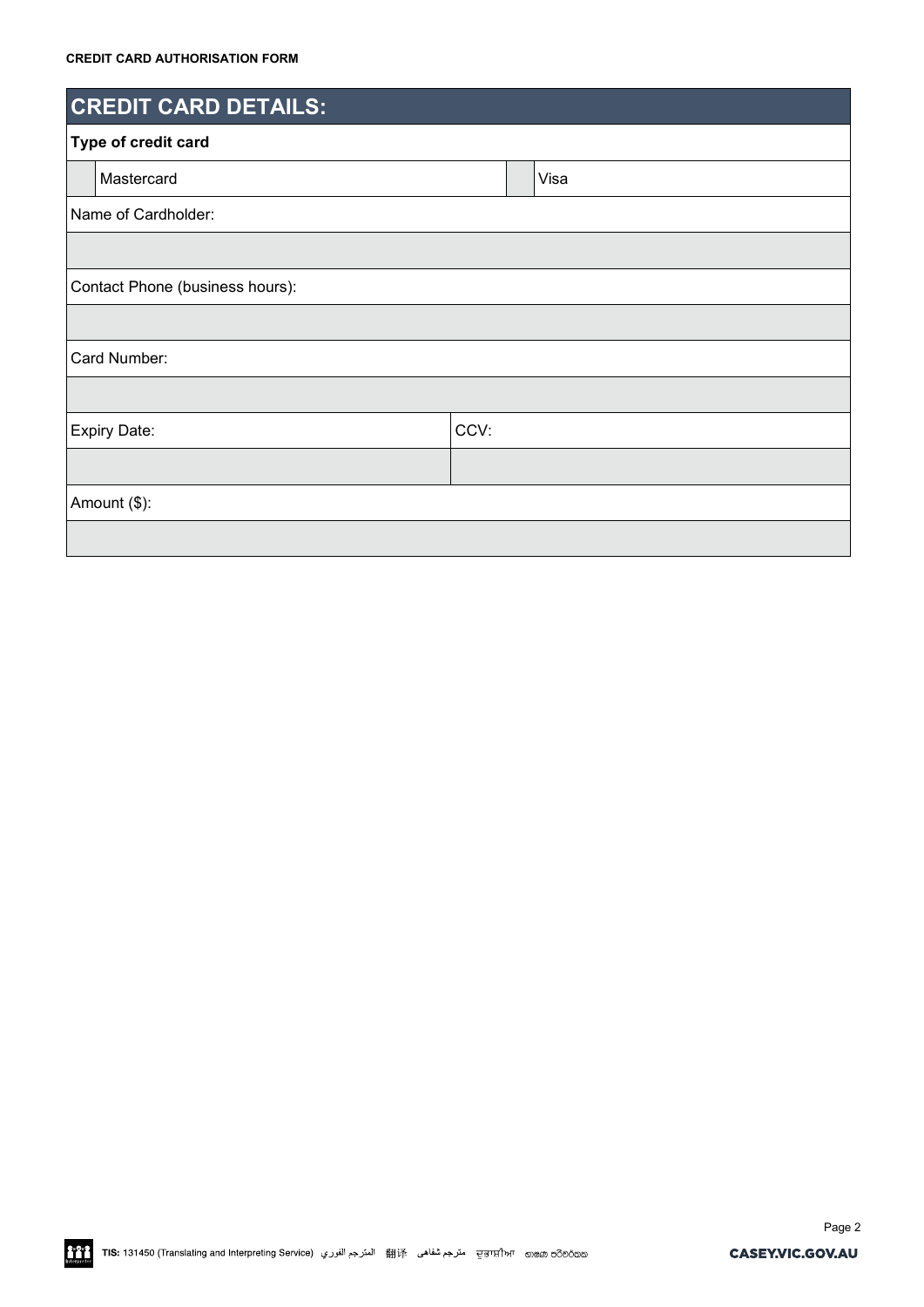## CREDIT CARD DETAILS:

| | | | |
|---|---|---|---|
| **Type of credit card** | | | |
| | Mastercard | | Visa |
| Name of Cardholder: | | | |
| | | | |
| Contact Phone (business hours): | | | |
| | | | |
| Card Number: | | | |
| | | | |
| Expiry Date: | | CCV: | |
| | | | |
| Amount ($): | | | |
| | | | |

TIS: 131450 (Translating and Interpreting Service) المترجم الفوري 翻译 مترجم شفاهی ਦੁਭਾਸ਼ੀਆ භාෂා පරිවර්තක

CASEY.VIC.GOV.AU